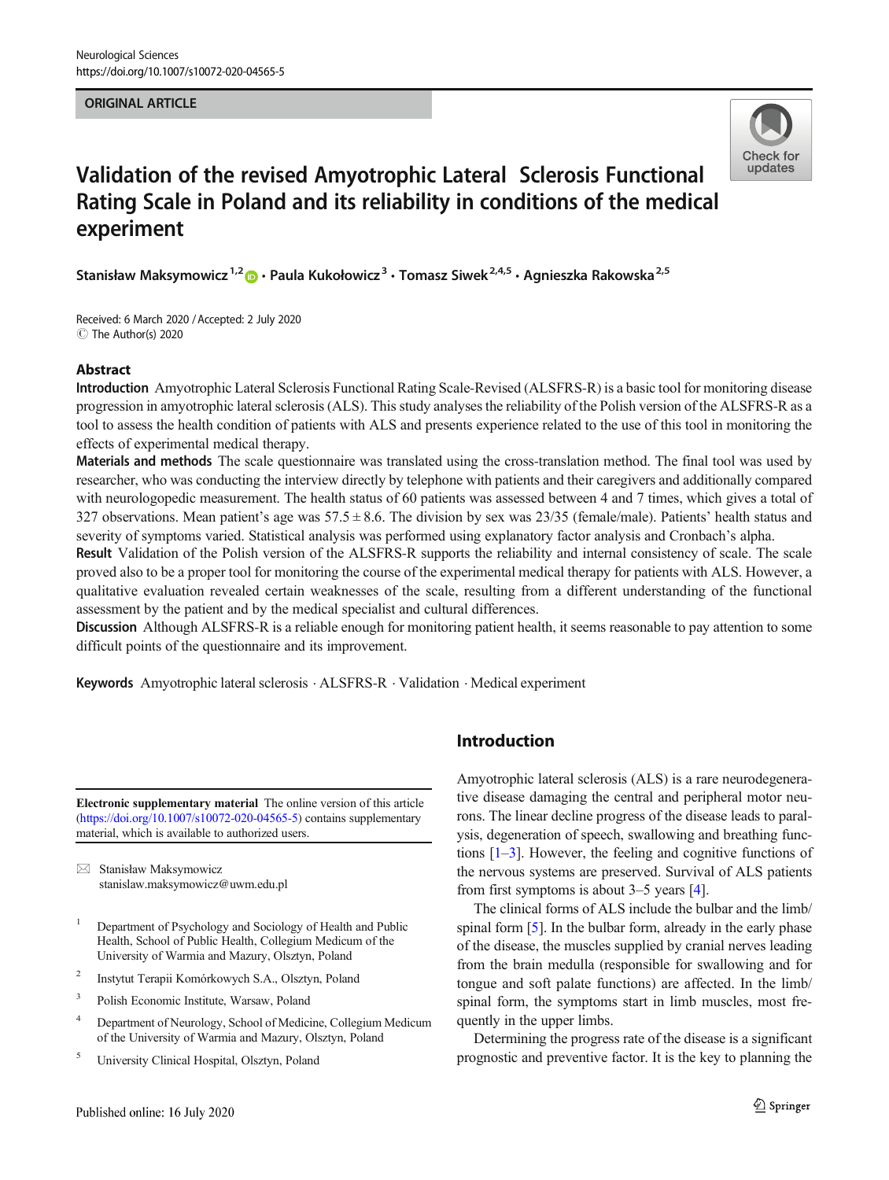ORIGINAL ARTICLE

# Validation of the revised Amyotrophic Lateral Sclerosis Functional Rating Scale in Poland and its reliability in conditions of the medical experiment

Stanisław Maksymowicz[1,2] · Paula Kukołowicz[3] · Tomasz Siwek[2,4,5] · Agnieszka Rakowska[2,5]

Received: 6 March 2020 / Accepted: 2 July 2020
© The Author(s) 2020

## Abstract

**Introduction** Amyotrophic Lateral Sclerosis Functional Rating Scale-Revised (ALSFRS-R) is a basic tool for monitoring disease progression in amyotrophic lateral sclerosis (ALS). This study analyses the reliability of the Polish version of the ALSFRS-R as a tool to assess the health condition of patients with ALS and presents experience related to the use of this tool in monitoring the effects of experimental medical therapy.

**Materials and methods** The scale questionnaire was translated using the cross-translation method. The final tool was used by researcher, who was conducting the interview directly by telephone with patients and their caregivers and additionally compared with neurologopedic measurement. The health status of 60 patients was assessed between 4 and 7 times, which gives a total of 327 observations. Mean patient's age was 57.5 ± 8.6. The division by sex was 23/35 (female/male). Patients' health status and severity of symptoms varied. Statistical analysis was performed using explanatory factor analysis and Cronbach's alpha.

**Result** Validation of the Polish version of the ALSFRS-R supports the reliability and internal consistency of scale. The scale proved also to be a proper tool for monitoring the course of the experimental medical therapy for patients with ALS. However, a qualitative evaluation revealed certain weaknesses of the scale, resulting from a different understanding of the functional assessment by the patient and by the medical specialist and cultural differences.

**Discussion** Although ALSFRS-R is a reliable enough for monitoring patient health, it seems reasonable to pay attention to some difficult points of the questionnaire and its improvement.

**Keywords** Amyotrophic lateral sclerosis · ALSFRS-R · Validation · Medical experiment

## Introduction

Amyotrophic lateral sclerosis (ALS) is a rare neurodegenerative disease damaging the central and peripheral motor neurons. The linear decline progress of the disease leads to paralysis, degeneration of speech, swallowing and breathing functions [1–3]. However, the feeling and cognitive functions of the nervous systems are preserved. Survival of ALS patients from first symptoms is about 3–5 years [4].

The clinical forms of ALS include the bulbar and the limb/spinal form [5]. In the bulbar form, already in the early phase of the disease, the muscles supplied by cranial nerves leading from the brain medulla (responsible for swallowing and for tongue and soft palate functions) are affected. In the limb/spinal form, the symptoms start in limb muscles, most frequently in the upper limbs.

Determining the progress rate of the disease is a significant prognostic and preventive factor. It is the key to planning the

---

**Electronic supplementary material** The online version of this article (https://doi.org/10.1007/s10072-020-04565-5) contains supplementary material, which is available to authorized users.

✉ Stanisław Maksymowicz
stanislaw.maksymowicz@uwm.edu.pl

1 Department of Psychology and Sociology of Health and Public Health, School of Public Health, Collegium Medicum of the University of Warmia and Mazury, Olsztyn, Poland

2 Instytut Terapii Komórkowych S.A., Olsztyn, Poland

3 Polish Economic Institute, Warsaw, Poland

4 Department of Neurology, School of Medicine, Collegium Medicum of the University of Warmia and Mazury, Olsztyn, Poland

5 University Clinical Hospital, Olsztyn, Poland

Published online: 16 July 2020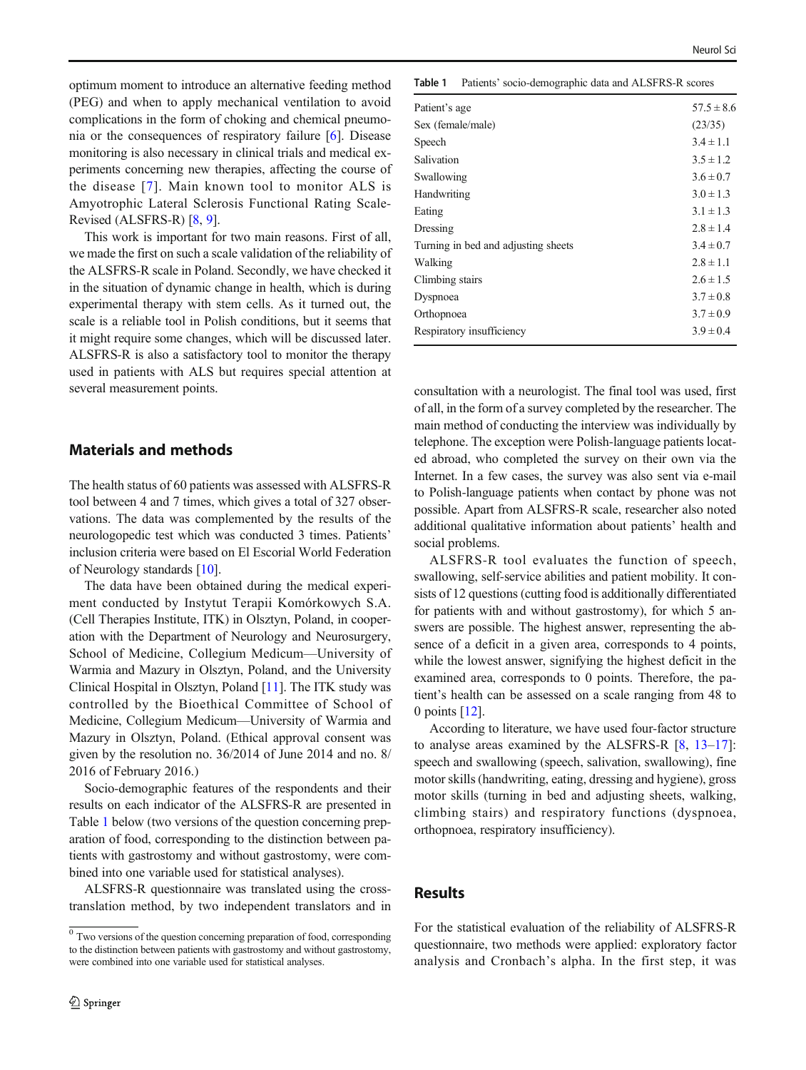optimum moment to introduce an alternative feeding method (PEG) and when to apply mechanical ventilation to avoid complications in the form of choking and chemical pneumonia or the consequences of respiratory failure [6]. Disease monitoring is also necessary in clinical trials and medical experiments concerning new therapies, affecting the course of the disease [7]. Main known tool to monitor ALS is Amyotrophic Lateral Sclerosis Functional Rating Scale-Revised (ALSFRS-R) [8, 9].

This work is important for two main reasons. First of all, we made the first on such a scale validation of the reliability of the ALSFRS-R scale in Poland. Secondly, we have checked it in the situation of dynamic change in health, which is during experimental therapy with stem cells. As it turned out, the scale is a reliable tool in Polish conditions, but it seems that it might require some changes, which will be discussed later. ALSFRS-R is also a satisfactory tool to monitor the therapy used in patients with ALS but requires special attention at several measurement points.

## Materials and methods

The health status of 60 patients was assessed with ALSFRS-R tool between 4 and 7 times, which gives a total of 327 observations. The data was complemented by the results of the neurologopedic test which was conducted 3 times. Patients' inclusion criteria were based on El Escorial World Federation of Neurology standards [10].

The data have been obtained during the medical experiment conducted by Instytut Terapii Komórkowych S.A. (Cell Therapies Institute, ITK) in Olsztyn, Poland, in cooperation with the Department of Neurology and Neurosurgery, School of Medicine, Collegium Medicum—University of Warmia and Mazury in Olsztyn, Poland, and the University Clinical Hospital in Olsztyn, Poland [11]. The ITK study was controlled by the Bioethical Committee of School of Medicine, Collegium Medicum—University of Warmia and Mazury in Olsztyn, Poland. (Ethical approval consent was given by the resolution no. 36/2014 of June 2014 and no. 8/2016 of February 2016.)

Socio-demographic features of the respondents and their results on each indicator of the ALSFRS-R are presented in Table 1 below (two versions of the question concerning preparation of food, corresponding to the distinction between patients with gastrostomy and without gastrostomy, were combined into one variable used for statistical analyses).

ALSFRS-R questionnaire was translated using the cross-translation method, by two independent translators and in consultation with a neurologist. The final tool was used, first of all, in the form of a survey completed by the researcher. The main method of conducting the interview was individually by telephone. The exception were Polish-language patients located abroad, who completed the survey on their own via the Internet. In a few cases, the survey was also sent via e-mail to Polish-language patients when contact by phone was not possible. Apart from ALSFRS-R scale, researcher also noted additional qualitative information about patients' health and social problems.

**Table 1** Patients' socio-demographic data and ALSFRS-R scores

| | |
|---|---|
| Patient's age | 57.5 ± 8.6 |
| Sex (female/male) | (23/35) |
| Speech | 3.4 ± 1.1 |
| Salivation | 3.5 ± 1.2 |
| Swallowing | 3.6 ± 0.7 |
| Handwriting | 3.0 ± 1.3 |
| Eating | 3.1 ± 1.3 |
| Dressing | 2.8 ± 1.4 |
| Turning in bed and adjusting sheets | 3.4 ± 0.7 |
| Walking | 2.8 ± 1.1 |
| Climbing stairs | 2.6 ± 1.5 |
| Dyspnoea | 3.7 ± 0.8 |
| Orthopnoea | 3.7 ± 0.9 |
| Respiratory insufficiency | 3.9 ± 0.4 |

ALSFRS-R tool evaluates the function of speech, swallowing, self-service abilities and patient mobility. It consists of 12 questions (cutting food is additionally differentiated for patients with and without gastrostomy), for which 5 answers are possible. The highest answer, representing the absence of a deficit in a given area, corresponds to 4 points, while the lowest answer, signifying the highest deficit in the examined area, corresponds to 0 points. Therefore, the patient's health can be assessed on a scale ranging from 48 to 0 points [12].

According to literature, we have used four-factor structure to analyse areas examined by the ALSFRS-R [8, 13–17]: speech and swallowing (speech, salivation, swallowing), fine motor skills (handwriting, eating, dressing and hygiene), gross motor skills (turning in bed and adjusting sheets, walking, climbing stairs) and respiratory functions (dyspnoea, orthopnoea, respiratory insufficiency).

## Results

For the statistical evaluation of the reliability of ALSFRS-R questionnaire, two methods were applied: exploratory factor analysis and Cronbach's alpha. In the first step, it was

[0] Two versions of the question concerning preparation of food, corresponding to the distinction between patients with gastrostomy and without gastrostomy, were combined into one variable used for statistical analyses.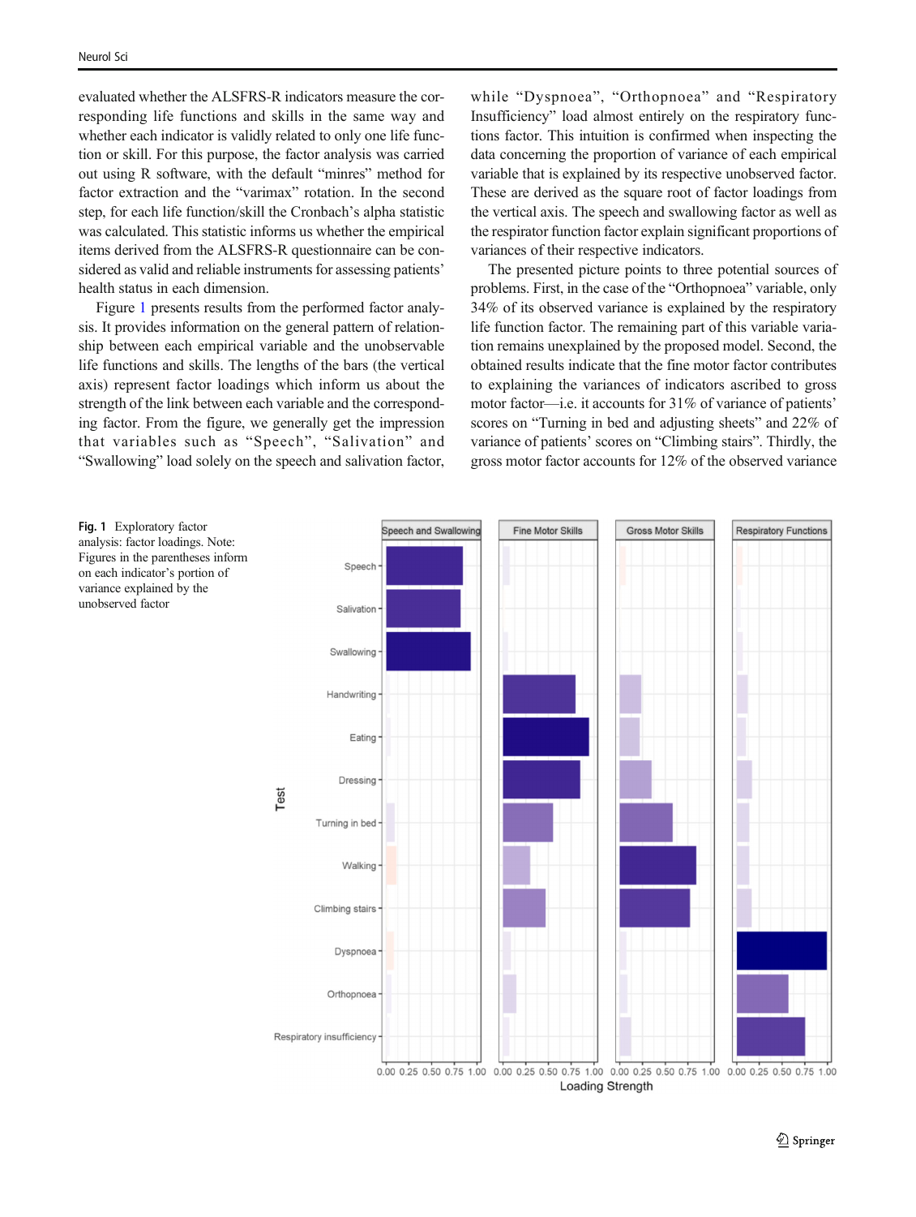evaluated whether the ALSFRS-R indicators measure the corresponding life functions and skills in the same way and whether each indicator is validly related to only one life function or skill. For this purpose, the factor analysis was carried out using R software, with the default "minres" method for factor extraction and the "varimax" rotation. In the second step, for each life function/skill the Cronbach's alpha statistic was calculated. This statistic informs us whether the empirical items derived from the ALSFRS-R questionnaire can be considered as valid and reliable instruments for assessing patients' health status in each dimension.

Figure 1 presents results from the performed factor analysis. It provides information on the general pattern of relationship between each empirical variable and the unobservable life functions and skills. The lengths of the bars (the vertical axis) represent factor loadings which inform us about the strength of the link between each variable and the corresponding factor. From the figure, we generally get the impression that variables such as "Speech", "Salivation" and "Swallowing" load solely on the speech and salivation factor, while "Dyspnoea", "Orthopnoea" and "Respiratory Insufficiency" load almost entirely on the respiratory functions factor. This intuition is confirmed when inspecting the data concerning the proportion of variance of each empirical variable that is explained by its respective unobserved factor. These are derived as the square root of factor loadings from the vertical axis. The speech and swallowing factor as well as the respirator function factor explain significant proportions of variances of their respective indicators.

The presented picture points to three potential sources of problems. First, in the case of the "Orthopnoea" variable, only 34% of its observed variance is explained by the respiratory life function factor. The remaining part of this variable variation remains unexplained by the proposed model. Second, the obtained results indicate that the fine motor factor contributes to explaining the variances of indicators ascribed to gross motor factor—i.e. it accounts for 31% of variance of patients' scores on "Turning in bed and adjusting sheets" and 22% of variance of patients' scores on "Climbing stairs". Thirdly, the gross motor factor accounts for 12% of the observed variance

**Fig. 1** Exploratory factor analysis: factor loadings. Note: Figures in the parentheses inform on each indicator's portion of variance explained by the unobserved factor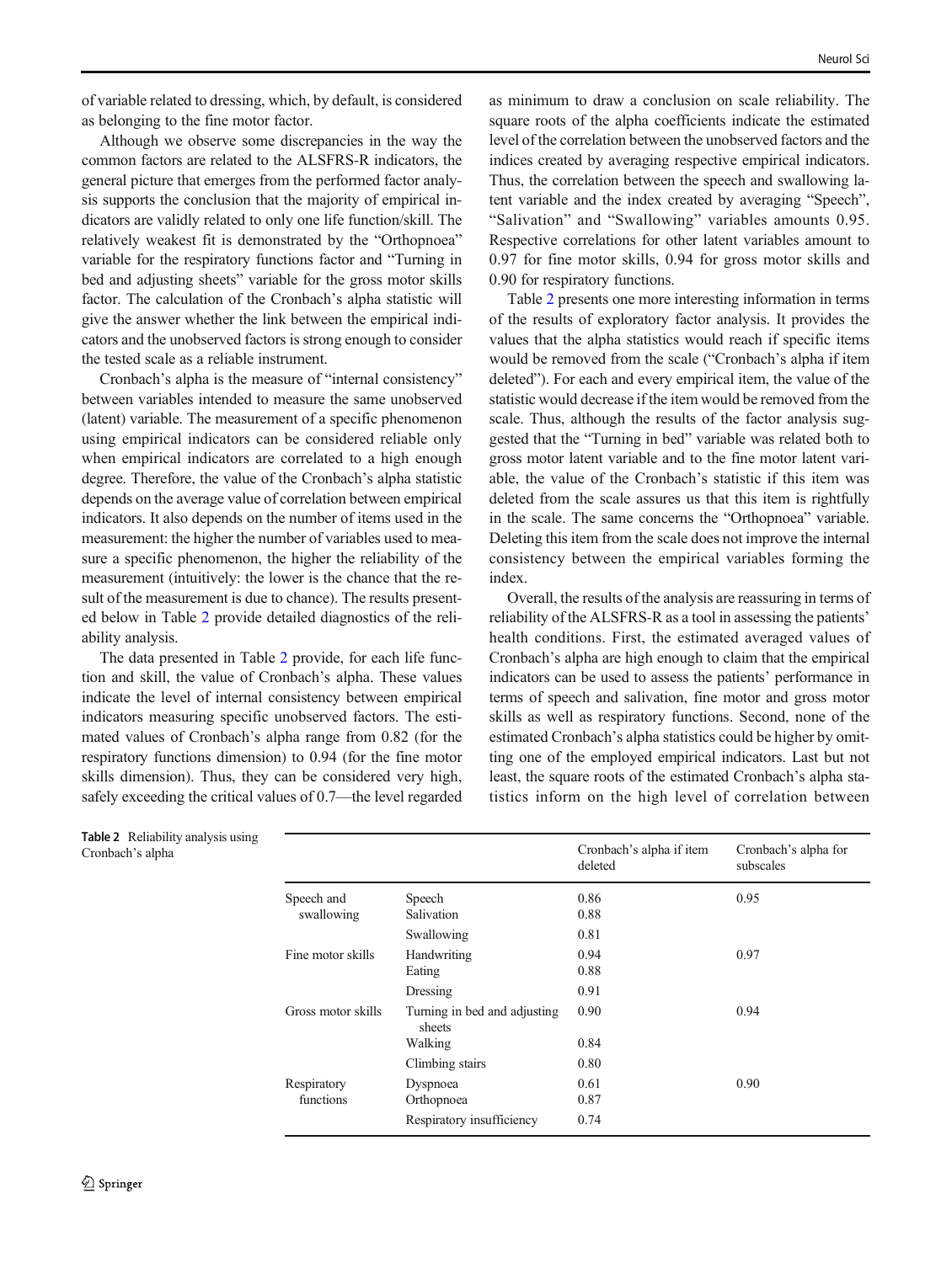of variable related to dressing, which, by default, is considered as belonging to the fine motor factor.

Although we observe some discrepancies in the way the common factors are related to the ALSFRS-R indicators, the general picture that emerges from the performed factor analysis supports the conclusion that the majority of empirical indicators are validly related to only one life function/skill. The relatively weakest fit is demonstrated by the "Orthopnoea" variable for the respiratory functions factor and "Turning in bed and adjusting sheets" variable for the gross motor skills factor. The calculation of the Cronbach's alpha statistic will give the answer whether the link between the empirical indicators and the unobserved factors is strong enough to consider the tested scale as a reliable instrument.

Cronbach's alpha is the measure of "internal consistency" between variables intended to measure the same unobserved (latent) variable. The measurement of a specific phenomenon using empirical indicators can be considered reliable only when empirical indicators are correlated to a high enough degree. Therefore, the value of the Cronbach's alpha statistic depends on the average value of correlation between empirical indicators. It also depends on the number of items used in the measurement: the higher the number of variables used to measure a specific phenomenon, the higher the reliability of the measurement (intuitively: the lower is the chance that the result of the measurement is due to chance). The results presented below in Table 2 provide detailed diagnostics of the reliability analysis.

The data presented in Table 2 provide, for each life function and skill, the value of Cronbach's alpha. These values indicate the level of internal consistency between empirical indicators measuring specific unobserved factors. The estimated values of Cronbach's alpha range from 0.82 (for the respiratory functions dimension) to 0.94 (for the fine motor skills dimension). Thus, they can be considered very high, safely exceeding the critical values of 0.7—the level regarded as minimum to draw a conclusion on scale reliability. The square roots of the alpha coefficients indicate the estimated level of the correlation between the unobserved factors and the indices created by averaging respective empirical indicators. Thus, the correlation between the speech and swallowing latent variable and the index created by averaging "Speech", "Salivation" and "Swallowing" variables amounts 0.95. Respective correlations for other latent variables amount to 0.97 for fine motor skills, 0.94 for gross motor skills and 0.90 for respiratory functions.

Table 2 presents one more interesting information in terms of the results of exploratory factor analysis. It provides the values that the alpha statistics would reach if specific items would be removed from the scale ("Cronbach's alpha if item deleted"). For each and every empirical item, the value of the statistic would decrease if the item would be removed from the scale. Thus, although the results of the factor analysis suggested that the "Turning in bed" variable was related both to gross motor latent variable and to the fine motor latent variable, the value of the Cronbach's statistic if this item was deleted from the scale assures us that this item is rightfully in the scale. The same concerns the "Orthopnoea" variable. Deleting this item from the scale does not improve the internal consistency between the empirical variables forming the index.

Overall, the results of the analysis are reassuring in terms of reliability of the ALSFRS-R as a tool in assessing the patients' health conditions. First, the estimated averaged values of Cronbach's alpha are high enough to claim that the empirical indicators can be used to assess the patients' performance in terms of speech and salivation, fine motor and gross motor skills as well as respiratory functions. Second, none of the estimated Cronbach's alpha statistics could be higher by omitting one of the employed empirical indicators. Last but not least, the square roots of the estimated Cronbach's alpha statistics inform on the high level of correlation between

**Table 2** Reliability analysis using Cronbach's alpha

| | | Cronbach's alpha if item deleted | Cronbach's alpha for subscales |
|---|---|---|---|
| Speech and swallowing | Speech | 0.86 | 0.95 |
| | Salivation | 0.88 | |
| | Swallowing | 0.81 | |
| Fine motor skills | Handwriting | 0.94 | 0.97 |
| | Eating | 0.88 | |
| | Dressing | 0.91 | |
| Gross motor skills | Turning in bed and adjusting sheets | 0.90 | 0.94 |
| | Walking | 0.84 | |
| | Climbing stairs | 0.80 | |
| Respiratory functions | Dyspnoea | 0.61 | 0.90 |
| | Orthopnoea | 0.87 | |
| | Respiratory insufficiency | 0.74 | |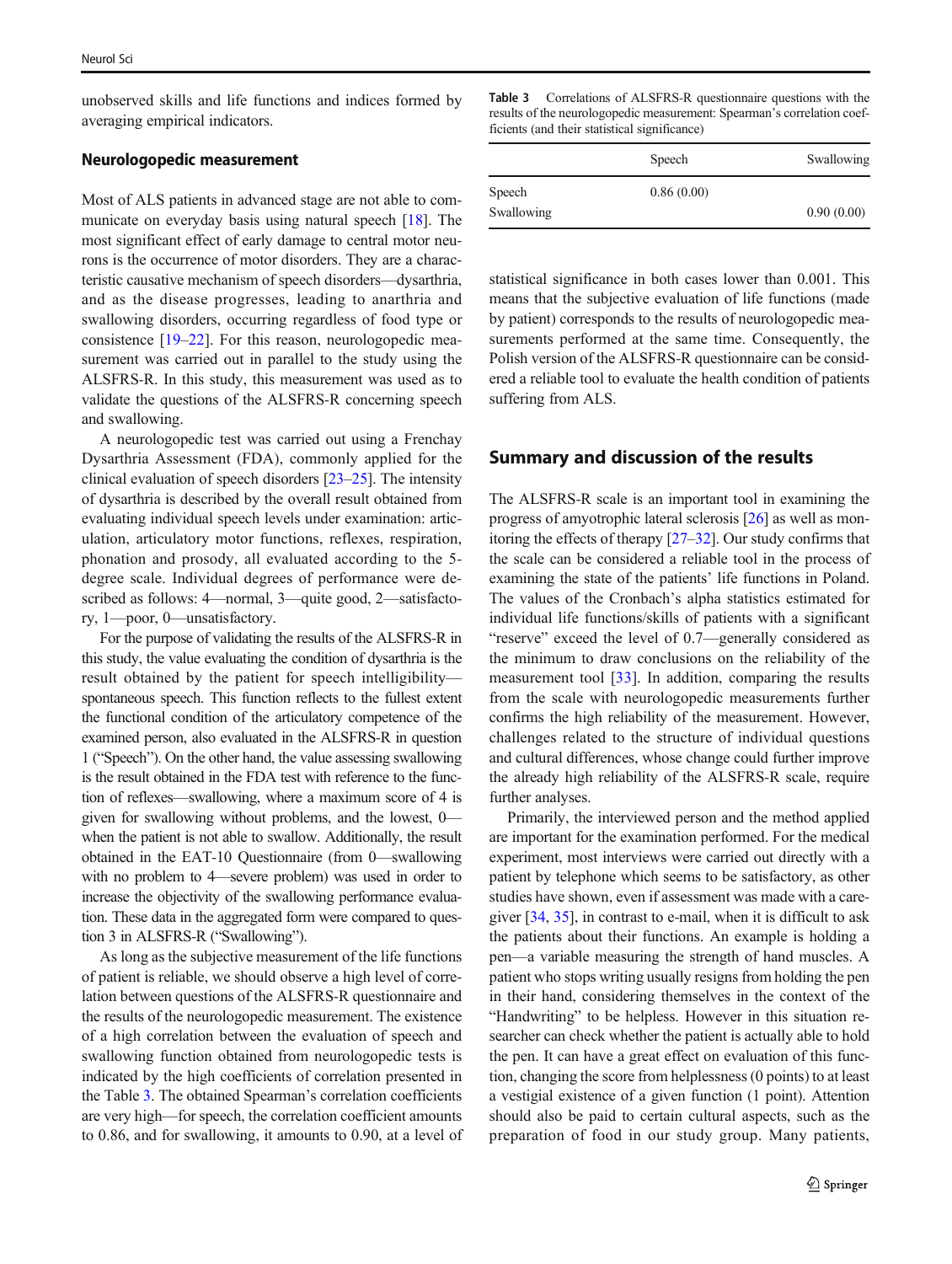unobserved skills and life functions and indices formed by averaging empirical indicators.

### Neurologopedic measurement

Most of ALS patients in advanced stage are not able to communicate on everyday basis using natural speech [18]. The most significant effect of early damage to central motor neurons is the occurrence of motor disorders. They are a characteristic causative mechanism of speech disorders—dysarthria, and as the disease progresses, leading to anarthria and swallowing disorders, occurring regardless of food type or consistence [19–22]. For this reason, neurologopedic measurement was carried out in parallel to the study using the ALSFRS-R. In this study, this measurement was used as to validate the questions of the ALSFRS-R concerning speech and swallowing.

A neurologopedic test was carried out using a Frenchay Dysarthria Assessment (FDA), commonly applied for the clinical evaluation of speech disorders [23–25]. The intensity of dysarthria is described by the overall result obtained from evaluating individual speech levels under examination: articulation, articulatory motor functions, reflexes, respiration, phonation and prosody, all evaluated according to the 5-degree scale. Individual degrees of performance were described as follows: 4—normal, 3—quite good, 2—satisfactory, 1—poor, 0—unsatisfactory.

For the purpose of validating the results of the ALSFRS-R in this study, the value evaluating the condition of dysarthria is the result obtained by the patient for speech intelligibility—spontaneous speech. This function reflects to the fullest extent the functional condition of the articulatory competence of the examined person, also evaluated in the ALSFRS-R in question 1 ("Speech"). On the other hand, the value assessing swallowing is the result obtained in the FDA test with reference to the function of reflexes—swallowing, where a maximum score of 4 is given for swallowing without problems, and the lowest, 0—when the patient is not able to swallow. Additionally, the result obtained in the EAT-10 Questionnaire (from 0—swallowing with no problem to 4—severe problem) was used in order to increase the objectivity of the swallowing performance evaluation. These data in the aggregated form were compared to question 3 in ALSFRS-R ("Swallowing").

As long as the subjective measurement of the life functions of patient is reliable, we should observe a high level of correlation between questions of the ALSFRS-R questionnaire and the results of the neurologopedic measurement. The existence of a high correlation between the evaluation of speech and swallowing function obtained from neurologopedic tests is indicated by the high coefficients of correlation presented in the Table 3. The obtained Spearman's correlation coefficients are very high—for speech, the correlation coefficient amounts to 0.86, and for swallowing, it amounts to 0.90, at a level of statistical significance in both cases lower than 0.001. This means that the subjective evaluation of life functions (made by patient) corresponds to the results of neurologopedic measurements performed at the same time. Consequently, the Polish version of the ALSFRS-R questionnaire can be considered a reliable tool to evaluate the health condition of patients suffering from ALS.

**Table 3** Correlations of ALSFRS-R questionnaire questions with the results of the neurologopedic measurement: Spearman's correlation coefficients (and their statistical significance)

| | Speech | Swallowing |
|---|---|---|
| Speech | 0.86 (0.00) | |
| Swallowing | | 0.90 (0.00) |

## Summary and discussion of the results

The ALSFRS-R scale is an important tool in examining the progress of amyotrophic lateral sclerosis [26] as well as monitoring the effects of therapy [27–32]. Our study confirms that the scale can be considered a reliable tool in the process of examining the state of the patients' life functions in Poland. The values of the Cronbach's alpha statistics estimated for individual life functions/skills of patients with a significant "reserve" exceed the level of 0.7—generally considered as the minimum to draw conclusions on the reliability of the measurement tool [33]. In addition, comparing the results from the scale with neurologopedic measurements further confirms the high reliability of the measurement. However, challenges related to the structure of individual questions and cultural differences, whose change could further improve the already high reliability of the ALSFRS-R scale, require further analyses.

Primarily, the interviewed person and the method applied are important for the examination performed. For the medical experiment, most interviews were carried out directly with a patient by telephone which seems to be satisfactory, as other studies have shown, even if assessment was made with a caregiver [34, 35], in contrast to e-mail, when it is difficult to ask the patients about their functions. An example is holding a pen—a variable measuring the strength of hand muscles. A patient who stops writing usually resigns from holding the pen in their hand, considering themselves in the context of the "Handwriting" to be helpless. However in this situation researcher can check whether the patient is actually able to hold the pen. It can have a great effect on evaluation of this function, changing the score from helplessness (0 points) to at least a vestigial existence of a given function (1 point). Attention should also be paid to certain cultural aspects, such as the preparation of food in our study group. Many patients,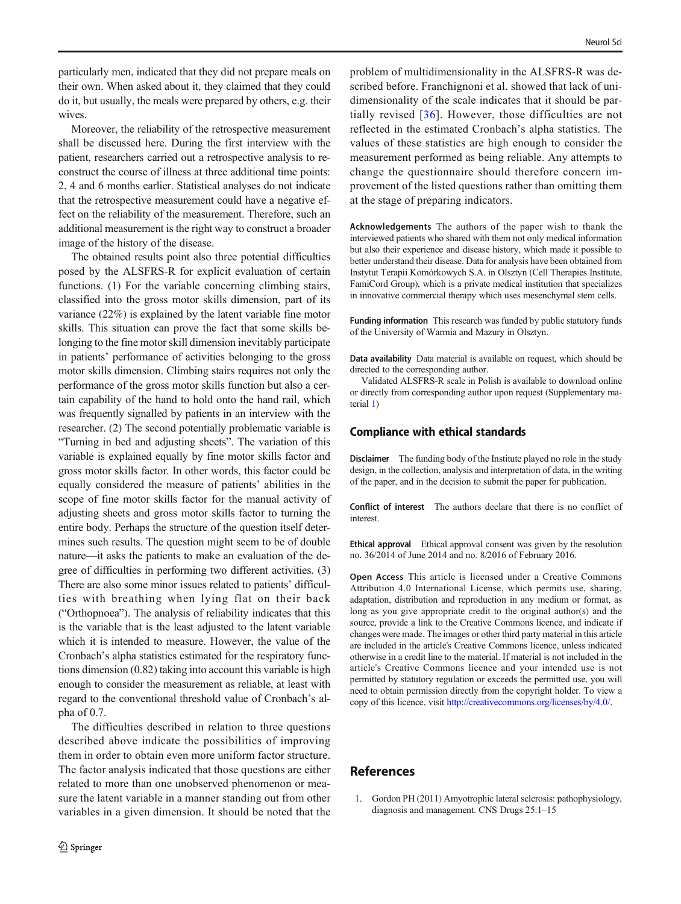particularly men, indicated that they did not prepare meals on their own. When asked about it, they claimed that they could do it, but usually, the meals were prepared by others, e.g. their wives.

Moreover, the reliability of the retrospective measurement shall be discussed here. During the first interview with the patient, researchers carried out a retrospective analysis to reconstruct the course of illness at three additional time points: 2, 4 and 6 months earlier. Statistical analyses do not indicate that the retrospective measurement could have a negative effect on the reliability of the measurement. Therefore, such an additional measurement is the right way to construct a broader image of the history of the disease.

The obtained results point also three potential difficulties posed by the ALSFRS-R for explicit evaluation of certain functions. (1) For the variable concerning climbing stairs, classified into the gross motor skills dimension, part of its variance (22%) is explained by the latent variable fine motor skills. This situation can prove the fact that some skills belonging to the fine motor skill dimension inevitably participate in patients' performance of activities belonging to the gross motor skills dimension. Climbing stairs requires not only the performance of the gross motor skills function but also a certain capability of the hand to hold onto the hand rail, which was frequently signalled by patients in an interview with the researcher. (2) The second potentially problematic variable is "Turning in bed and adjusting sheets". The variation of this variable is explained equally by fine motor skills factor and gross motor skills factor. In other words, this factor could be equally considered the measure of patients' abilities in the scope of fine motor skills factor for the manual activity of adjusting sheets and gross motor skills factor to turning the entire body. Perhaps the structure of the question itself determines such results. The question might seem to be of double nature—it asks the patients to make an evaluation of the degree of difficulties in performing two different activities. (3) There are also some minor issues related to patients' difficulties with breathing when lying flat on their back ("Orthopnoea"). The analysis of reliability indicates that this is the variable that is the least adjusted to the latent variable which it is intended to measure. However, the value of the Cronbach's alpha statistics estimated for the respiratory functions dimension (0.82) taking into account this variable is high enough to consider the measurement as reliable, at least with regard to the conventional threshold value of Cronbach's alpha of 0.7.

The difficulties described in relation to three questions described above indicate the possibilities of improving them in order to obtain even more uniform factor structure. The factor analysis indicated that those questions are either related to more than one unobserved phenomenon or measure the latent variable in a manner standing out from other variables in a given dimension. It should be noted that the problem of multidimensionality in the ALSFRS-R was described before. Franchignoni et al. showed that lack of unidimensionality of the scale indicates that it should be partially revised [36]. However, those difficulties are not reflected in the estimated Cronbach's alpha statistics. The values of these statistics are high enough to consider the measurement performed as being reliable. Any attempts to change the questionnaire should therefore concern improvement of the listed questions rather than omitting them at the stage of preparing indicators.

**Acknowledgements** The authors of the paper wish to thank the interviewed patients who shared with them not only medical information but also their experience and disease history, which made it possible to better understand their disease. Data for analysis have been obtained from Instytut Terapii Komórkowych S.A. in Olsztyn (Cell Therapies Institute, FamiCord Group), which is a private medical institution that specializes in innovative commercial therapy which uses mesenchymal stem cells.

**Funding information** This research was funded by public statutory funds of the University of Warmia and Mazury in Olsztyn.

**Data availability** Data material is available on request, which should be directed to the corresponding author.

Validated ALSFRS-R scale in Polish is available to download online or directly from corresponding author upon request (Supplementary material 1)

## Compliance with ethical standards

**Disclaimer** The funding body of the Institute played no role in the study design, in the collection, analysis and interpretation of data, in the writing of the paper, and in the decision to submit the paper for publication.

**Conflict of interest** The authors declare that there is no conflict of interest.

**Ethical approval** Ethical approval consent was given by the resolution no. 36/2014 of June 2014 and no. 8/2016 of February 2016.

**Open Access** This article is licensed under a Creative Commons Attribution 4.0 International License, which permits use, sharing, adaptation, distribution and reproduction in any medium or format, as long as you give appropriate credit to the original author(s) and the source, provide a link to the Creative Commons licence, and indicate if changes were made. The images or other third party material in this article are included in the article's Creative Commons licence, unless indicated otherwise in a credit line to the material. If material is not included in the article's Creative Commons licence and your intended use is not permitted by statutory regulation or exceeds the permitted use, you will need to obtain permission directly from the copyright holder. To view a copy of this licence, visit http://creativecommons.org/licenses/by/4.0/.

## References

1. Gordon PH (2011) Amyotrophic lateral sclerosis: pathophysiology, diagnosis and management. CNS Drugs 25:1–15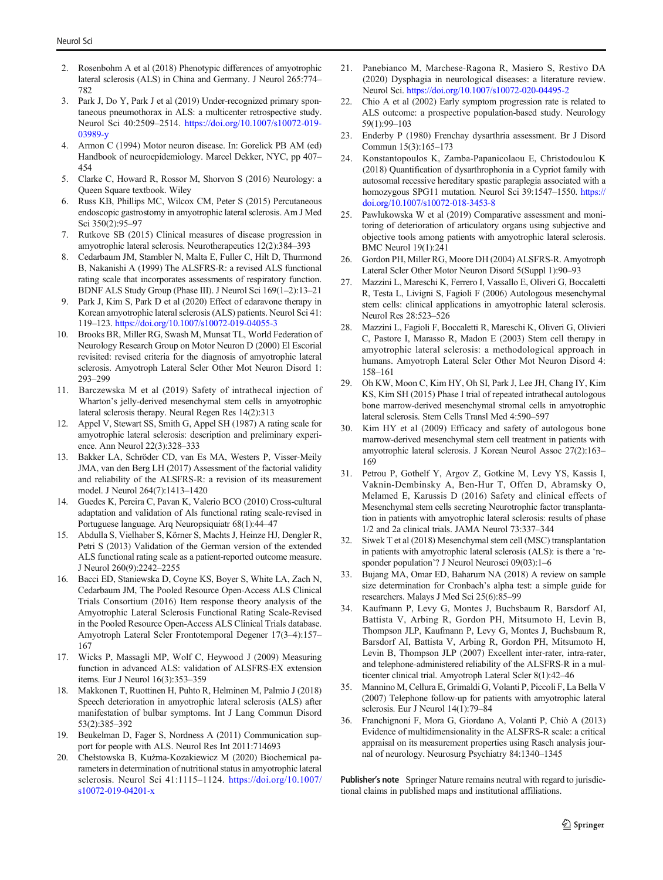2. Rosenbohm A et al (2018) Phenotypic differences of amyotrophic lateral sclerosis (ALS) in China and Germany. J Neurol 265:774–782
3. Park J, Do Y, Park J et al (2019) Under-recognized primary spontaneous pneumothorax in ALS: a multicenter retrospective study. Neurol Sci 40:2509–2514. https://doi.org/10.1007/s10072-019-03989-y
4. Armon C (1994) Motor neuron disease. In: Gorelick PB AM (ed) Handbook of neuroepidemiology. Marcel Dekker, NYC, pp 407–454
5. Clarke C, Howard R, Rossor M, Shorvon S (2016) Neurology: a Queen Square textbook. Wiley
6. Russ KB, Phillips MC, Wilcox CM, Peter S (2015) Percutaneous endoscopic gastrostomy in amyotrophic lateral sclerosis. Am J Med Sci 350(2):95–97
7. Rutkove SB (2015) Clinical measures of disease progression in amyotrophic lateral sclerosis. Neurotherapeutics 12(2):384–393
8. Cedarbaum JM, Stambler N, Malta E, Fuller C, Hilt D, Thurmond B, Nakanishi A (1999) The ALSFRS-R: a revised ALS functional rating scale that incorporates assessments of respiratory function. BDNF ALS Study Group (Phase III). J Neurol Sci 169(1–2):13–21
9. Park J, Kim S, Park D et al (2020) Effect of edaravone therapy in Korean amyotrophic lateral sclerosis (ALS) patients. Neurol Sci 41:119–123. https://doi.org/10.1007/s10072-019-04055-3
10. Brooks BR, Miller RG, Swash M, Munsat TL, World Federation of Neurology Research Group on Motor Neuron D (2000) El Escorial revisited: revised criteria for the diagnosis of amyotrophic lateral sclerosis. Amyotroph Lateral Scler Other Mot Neuron Disord 1:293–299
11. Barczewska M et al (2019) Safety of intrathecal injection of Wharton's jelly-derived mesenchymal stem cells in amyotrophic lateral sclerosis therapy. Neural Regen Res 14(2):313
12. Appel V, Stewart SS, Smith G, Appel SH (1987) A rating scale for amyotrophic lateral sclerosis: description and preliminary experience. Ann Neurol 22(3):328–333
13. Bakker LA, Schröder CD, van Es MA, Westers P, Visser-Meily JMA, van den Berg LH (2017) Assessment of the factorial validity and reliability of the ALSFRS-R: a revision of its measurement model. J Neurol 264(7):1413–1420
14. Guedes K, Pereira C, Pavan K, Valerio BCO (2010) Cross-cultural adaptation and validation of Als functional rating scale-revised in Portuguese language. Arq Neuropsiquiatr 68(1):44–47
15. Abdulla S, Vielhaber S, Körner S, Machts J, Heinze HJ, Dengler R, Petri S (2013) Validation of the German version of the extended ALS functional rating scale as a patient-reported outcome measure. J Neurol 260(9):2242–2255
16. Bacci ED, Staniewska D, Coyne KS, Boyer S, White LA, Zach N, Cedarbaum JM, The Pooled Resource Open-Access ALS Clinical Trials Consortium (2016) Item response theory analysis of the Amyotrophic Lateral Sclerosis Functional Rating Scale-Revised in the Pooled Resource Open-Access ALS Clinical Trials database. Amyotroph Lateral Scler Frontotemporal Degener 17(3–4):157–167
17. Wicks P, Massagli MP, Wolf C, Heywood J (2009) Measuring function in advanced ALS: validation of ALSFRS-EX extension items. Eur J Neurol 16(3):353–359
18. Makkonen T, Ruottinen H, Puhto R, Helminen M, Palmio J (2018) Speech deterioration in amyotrophic lateral sclerosis (ALS) after manifestation of bulbar symptoms. Int J Lang Commun Disord 53(2):385–392
19. Beukelman D, Fager S, Nordness A (2011) Communication support for people with ALS. Neurol Res Int 2011:714693
20. Chełstowska B, Kuźma-Kozakiewicz M (2020) Biochemical parameters in determination of nutritional status in amyotrophic lateral sclerosis. Neurol Sci 41:1115–1124. https://doi.org/10.1007/s10072-019-04201-x
21. Panebianco M, Marchese-Ragona R, Masiero S, Restivo DA (2020) Dysphagia in neurological diseases: a literature review. Neurol Sci. https://doi.org/10.1007/s10072-020-04495-2
22. Chio A et al (2002) Early symptom progression rate is related to ALS outcome: a prospective population-based study. Neurology 59(1):99–103
23. Enderby P (1980) Frenchay dysarthria assessment. Br J Disord Commun 15(3):165–173
24. Konstantopoulos K, Zamba-Papanicolaou E, Christodoulou K (2018) Quantification of dysarthrophonia in a Cypriot family with autosomal recessive hereditary spastic paraplegia associated with a homozygous SPG11 mutation. Neurol Sci 39:1547–1550. https://doi.org/10.1007/s10072-018-3453-8
25. Pawlukowska W et al (2019) Comparative assessment and monitoring of deterioration of articulatory organs using subjective and objective tools among patients with amyotrophic lateral sclerosis. BMC Neurol 19(1):241
26. Gordon PH, Miller RG, Moore DH (2004) ALSFRS-R. Amyotroph Lateral Scler Other Motor Neuron Disord 5(Suppl 1):90–93
27. Mazzini L, Mareschi K, Ferrero I, Vassallo E, Oliveri G, Boccaletti R, Testa L, Livigni S, Fagioli F (2006) Autologous mesenchymal stem cells: clinical applications in amyotrophic lateral sclerosis. Neurol Res 28:523–526
28. Mazzini L, Fagioli F, Boccaletti R, Mareschi K, Oliveri G, Olivieri C, Pastore I, Marasso R, Madon E (2003) Stem cell therapy in amyotrophic lateral sclerosis: a methodological approach in humans. Amyotroph Lateral Scler Other Mot Neuron Disord 4:158–161
29. Oh KW, Moon C, Kim HY, Oh SI, Park J, Lee JH, Chang IY, Kim KS, Kim SH (2015) Phase I trial of repeated intrathecal autologous bone marrow-derived mesenchymal stromal cells in amyotrophic lateral sclerosis. Stem Cells Transl Med 4:590–597
30. Kim HY et al (2009) Efficacy and safety of autologous bone marrow-derived mesenchymal stem cell treatment in patients with amyotrophic lateral sclerosis. J Korean Neurol Assoc 27(2):163–169
31. Petrou P, Gothelf Y, Argov Z, Gotkine M, Levy YS, Kassis I, Vaknin-Dembinsky A, Ben-Hur T, Offen D, Abramsky O, Melamed E, Karussis D (2016) Safety and clinical effects of Mesenchymal stem cells secreting Neurotrophic factor transplantation in patients with amyotrophic lateral sclerosis: results of phase 1/2 and 2a clinical trials. JAMA Neurol 73:337–344
32. Siwek T et al (2018) Mesenchymal stem cell (MSC) transplantation in patients with amyotrophic lateral sclerosis (ALS): is there a 'responder population'? J Neurol Neurosci 09(03):1–6
33. Bujang MA, Omar ED, Baharum NA (2018) A review on sample size determination for Cronbach's alpha test: a simple guide for researchers. Malays J Med Sci 25(6):85–99
34. Kaufmann P, Levy G, Montes J, Buchsbaum R, Barsdorf AI, Battista V, Arbing R, Gordon PH, Mitsumoto H, Levin B, Thompson JLP, Kaufmann P, Levy G, Montes J, Buchsbaum R, Barsdorf AI, Battista V, Arbing R, Gordon PH, Mitsumoto H, Levin B, Thompson JLP (2007) Excellent inter-rater, intra-rater, and telephone-administered reliability of the ALSFRS-R in a multicenter clinical trial. Amyotroph Lateral Scler 8(1):42–46
35. Mannino M, Cellura E, Grimaldi G, Volanti P, Piccoli F, La Bella V (2007) Telephone follow-up for patients with amyotrophic lateral sclerosis. Eur J Neurol 14(1):79–84
36. Franchignoni F, Mora G, Giordano A, Volanti P, Chiò A (2013) Evidence of multidimensionality in the ALSFRS-R scale: a critical appraisal on its measurement properties using Rasch analysis journal of neurology. Neurosurg Psychiatry 84:1340–1345

**Publisher's note** Springer Nature remains neutral with regard to jurisdictional claims in published maps and institutional affiliations.